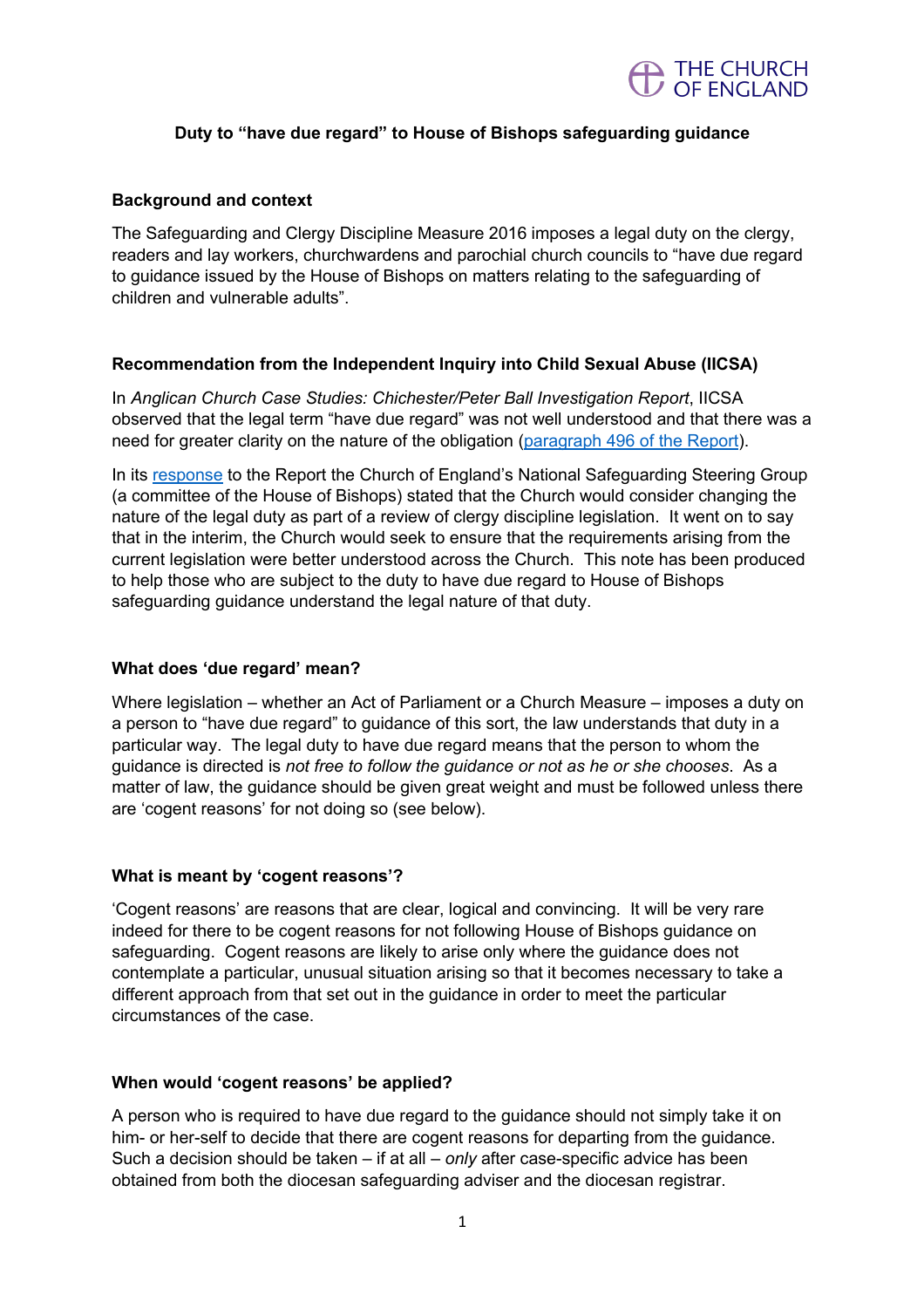# Duty to "have due regard" to House of Bishops safeguarding guidance

## Background and context

The Safeguarding and Clergy Discipline Measure 2016 imposes a legal duty on the clergy, readers and lay workers, churchwardens and parochial church councils to "have due regard to guidance issued by the House of Bishops on matters relating to the safeguarding of children and vulnerable adults".

## Recommendation from the Independent Inquiry into Child Sexual Abuse (IICSA)

In *Anglican Church Case Studies: Chichester/Peter Ball Investigation Report*, IICSA observed that the legal term "have due regard" was not well understood and that there was a need for greater clarity on the nature of the obligation (paragraph 496 of the Report).

In its response to the Report the Church of England's National Safeguarding Steering Group (a committee of the House of Bishops) stated that the Church would consider changing the nature of the legal duty as part of a review of clergy discipline legislation. It went on to say that in the interim, the Church would seek to ensure that the requirements arising from the current legislation were better understood across the Church. This note has been produced to help those who are subject to the duty to have due regard to House of Bishops safeguarding guidance understand the legal nature of that duty.

## What does 'due regard' mean?

Where legislation – whether an Act of Parliament or a Church Measure – imposes a duty on a person to "have due regard" to guidance of this sort, the law understands that duty in a particular way. The legal duty to have due regard means that the person to whom the guidance is directed is *not free to follow the guidance or not as he or she chooses*. As a matter of law, the guidance should be given great weight and must be followed unless there are 'cogent reasons' for not doing so (see below).

## What is meant by 'cogent reasons'?

'Cogent reasons' are reasons that are clear, logical and convincing. It will be very rare indeed for there to be cogent reasons for not following House of Bishops guidance on safeguarding. Cogent reasons are likely to arise only where the guidance does not contemplate a particular, unusual situation arising so that it becomes necessary to take a different approach from that set out in the guidance in order to meet the particular circumstances of the case.

## When would 'cogent reasons' be applied?

A person who is required to have due regard to the guidance should not simply take it on him- or her-self to decide that there are cogent reasons for departing from the guidance. Such a decision should be taken – if at all – *only* after case-specific advice has been obtained from both the diocesan safeguarding adviser and the diocesan registrar.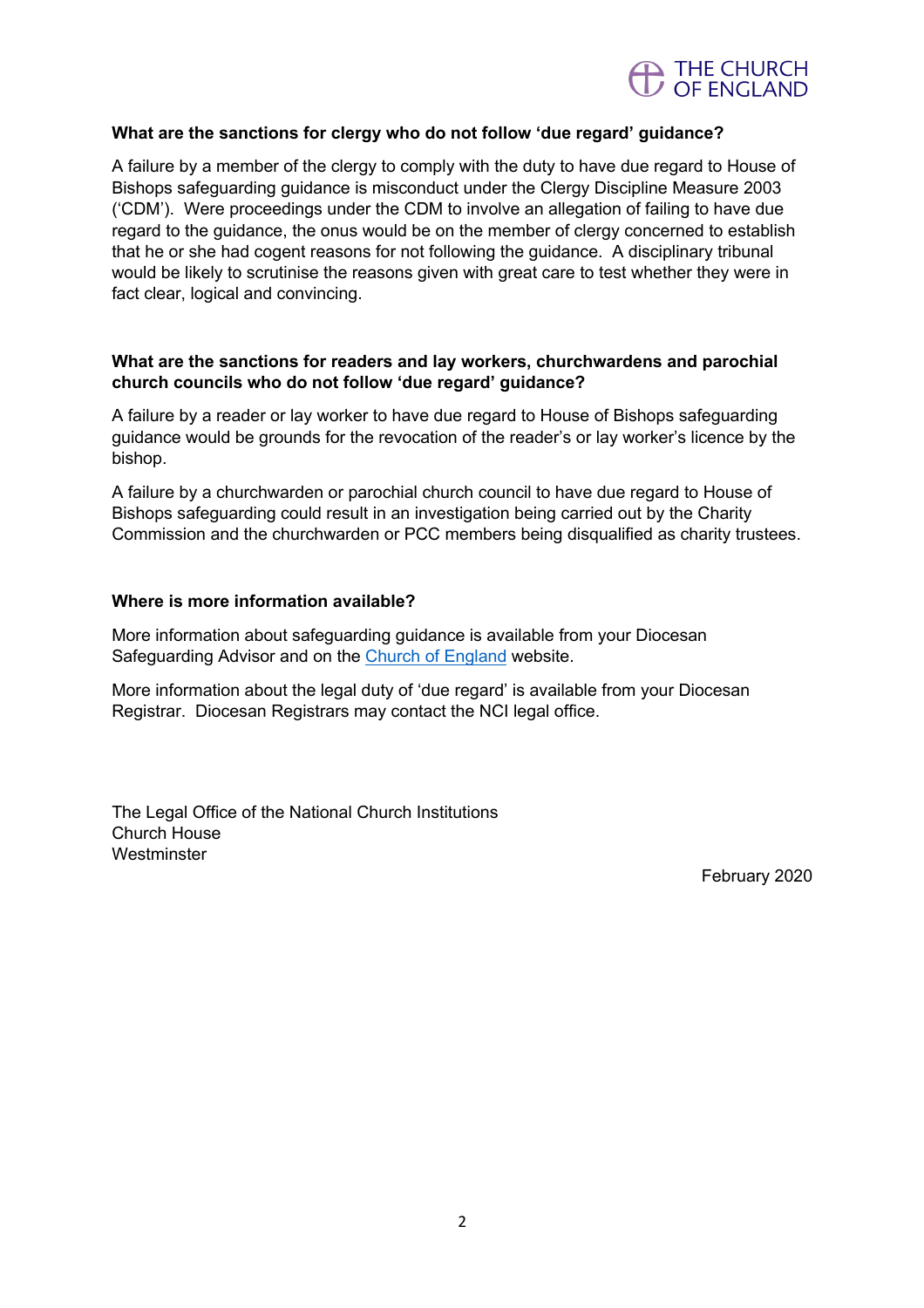**What are the sanctions for clergy who do not follow 'due regard' guidance?**

A failure by a member of the clergy to comply with the duty to have due regard to House of Bishops safeguarding guidance is misconduct under the Clergy Discipline Measure 2003 ('CDM'). Were proceedings under the CDM to involve an allegation of failing to have due regard to the guidance, the onus would be on the member of clergy concerned to establish that he or she had cogent reasons for not following the guidance. A disciplinary tribunal would be likely to scrutinise the reasons given with great care to test whether they were in fact clear, logical and convincing.

**What are the sanctions for readers and lay workers, churchwardens and parochial church councils who do not follow 'due regard' guidance?**

A failure by a reader or lay worker to have due regard to House of Bishops safeguarding guidance would be grounds for the revocation of the reader's or lay worker's licence by the bishop.

A failure by a churchwarden or parochial church council to have due regard to House of Bishops safeguarding could result in an investigation being carried out by the Charity Commission and the churchwarden or PCC members being disqualified as charity trustees.

**Where is more information available?**

More information about safeguarding guidance is available from your Diocesan Safeguarding Advisor and on the Church of England website.

More information about the legal duty of 'due regard' is available from your Diocesan Registrar. Diocesan Registrars may contact the NCI legal office.

The Legal Office of the National Church Institutions
Church House
Westminster

February 2020